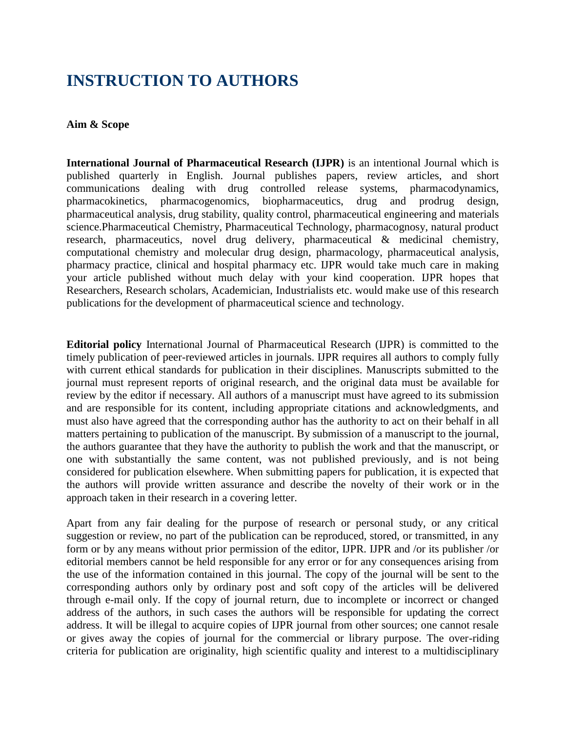# INSTRUCTION TO AUTHORS

**Aim & Scope**

**International Journal of Pharmaceutical Research (IJPR)** is an intentional Journal which is published quarterly in English. Journal publishes papers, review articles, and short communications dealing with drug controlled release systems, pharmacodynamics, pharmacokinetics, pharmacogenomics, biopharmaceutics, drug and prodrug design, pharmaceutical analysis, drug stability, quality control, pharmaceutical engineering and materials science.Pharmaceutical Chemistry, Pharmaceutical Technology, pharmacognosy, natural product research, pharmaceutics, novel drug delivery, pharmaceutical & medicinal chemistry, computational chemistry and molecular drug design, pharmacology, pharmaceutical analysis, pharmacy practice, clinical and hospital pharmacy etc. IJPR would take much care in making your article published without much delay with your kind cooperation. IJPR hopes that Researchers, Research scholars, Academician, Industrialists etc. would make use of this research publications for the development of pharmaceutical science and technology.

**Editorial policy** International Journal of Pharmaceutical Research (IJPR) is committed to the timely publication of peer-reviewed articles in journals. IJPR requires all authors to comply fully with current ethical standards for publication in their disciplines. Manuscripts submitted to the journal must represent reports of original research, and the original data must be available for review by the editor if necessary. All authors of a manuscript must have agreed to its submission and are responsible for its content, including appropriate citations and acknowledgments, and must also have agreed that the corresponding author has the authority to act on their behalf in all matters pertaining to publication of the manuscript. By submission of a manuscript to the journal, the authors guarantee that they have the authority to publish the work and that the manuscript, or one with substantially the same content, was not published previously, and is not being considered for publication elsewhere. When submitting papers for publication, it is expected that the authors will provide written assurance and describe the novelty of their work or in the approach taken in their research in a covering letter.

Apart from any fair dealing for the purpose of research or personal study, or any critical suggestion or review, no part of the publication can be reproduced, stored, or transmitted, in any form or by any means without prior permission of the editor, IJPR. IJPR and /or its publisher /or editorial members cannot be held responsible for any error or for any consequences arising from the use of the information contained in this journal. The copy of the journal will be sent to the corresponding authors only by ordinary post and soft copy of the articles will be delivered through e-mail only. If the copy of journal return, due to incomplete or incorrect or changed address of the authors, in such cases the authors will be responsible for updating the correct address. It will be illegal to acquire copies of IJPR journal from other sources; one cannot resale or gives away the copies of journal for the commercial or library purpose. The over-riding criteria for publication are originality, high scientific quality and interest to a multidisciplinary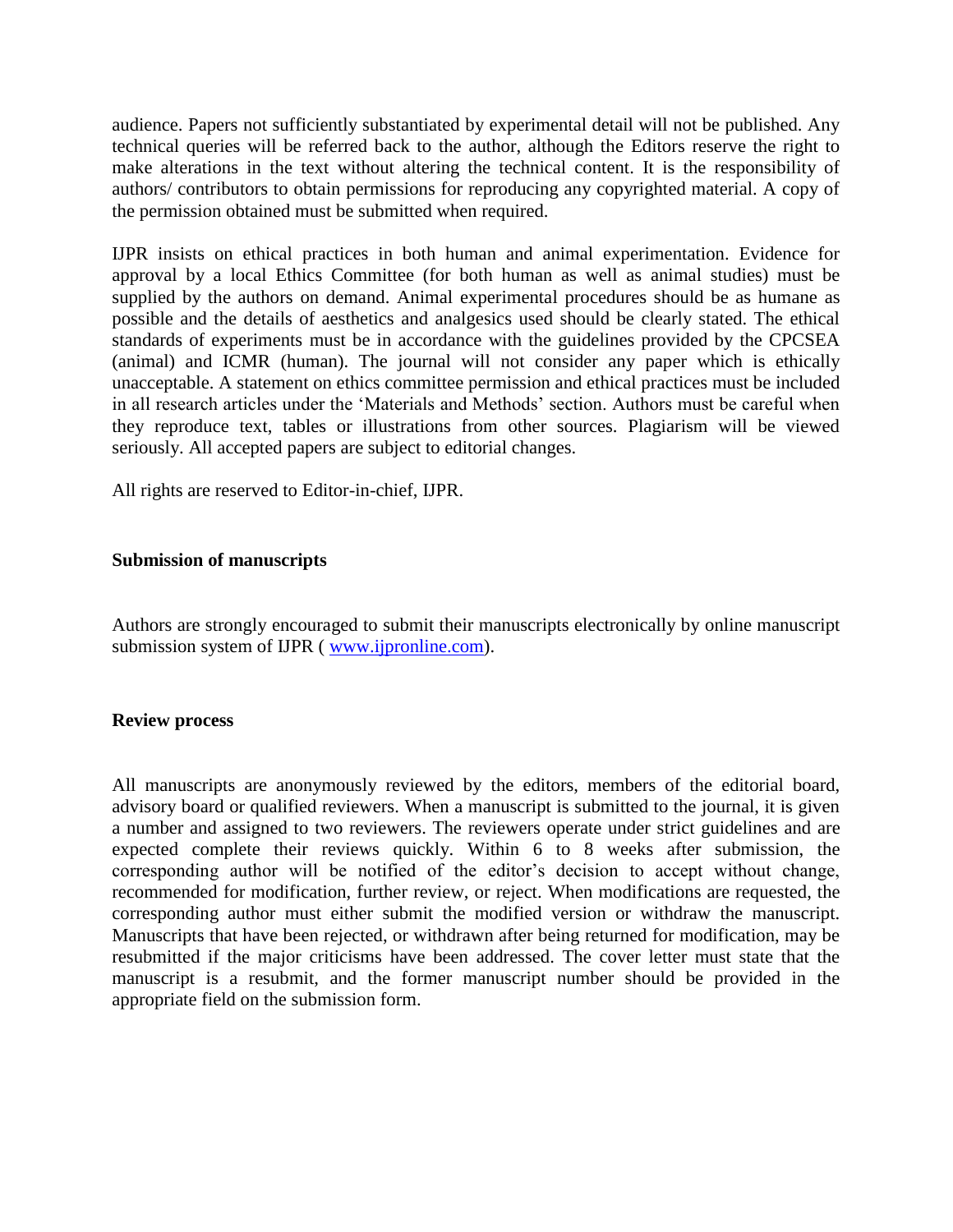audience. Papers not sufficiently substantiated by experimental detail will not be published. Any technical queries will be referred back to the author, although the Editors reserve the right to make alterations in the text without altering the technical content. It is the responsibility of authors/ contributors to obtain permissions for reproducing any copyrighted material. A copy of the permission obtained must be submitted when required.

IJPR insists on ethical practices in both human and animal experimentation. Evidence for approval by a local Ethics Committee (for both human as well as animal studies) must be supplied by the authors on demand. Animal experimental procedures should be as humane as possible and the details of aesthetics and analgesics used should be clearly stated. The ethical standards of experiments must be in accordance with the guidelines provided by the CPCSEA (animal) and ICMR (human). The journal will not consider any paper which is ethically unacceptable. A statement on ethics committee permission and ethical practices must be included in all research articles under the 'Materials and Methods' section. Authors must be careful when they reproduce text, tables or illustrations from other sources. Plagiarism will be viewed seriously. All accepted papers are subject to editorial changes.

All rights are reserved to Editor-in-chief, IJPR.

**Submission of manuscripts**

Authors are strongly encouraged to submit their manuscripts electronically by online manuscript submission system of IJPR ( www.ijpronline.com).

**Review process**

All manuscripts are anonymously reviewed by the editors, members of the editorial board, advisory board or qualified reviewers. When a manuscript is submitted to the journal, it is given a number and assigned to two reviewers. The reviewers operate under strict guidelines and are expected complete their reviews quickly. Within 6 to 8 weeks after submission, the corresponding author will be notified of the editor's decision to accept without change, recommended for modification, further review, or reject. When modifications are requested, the corresponding author must either submit the modified version or withdraw the manuscript. Manuscripts that have been rejected, or withdrawn after being returned for modification, may be resubmitted if the major criticisms have been addressed. The cover letter must state that the manuscript is a resubmit, and the former manuscript number should be provided in the appropriate field on the submission form.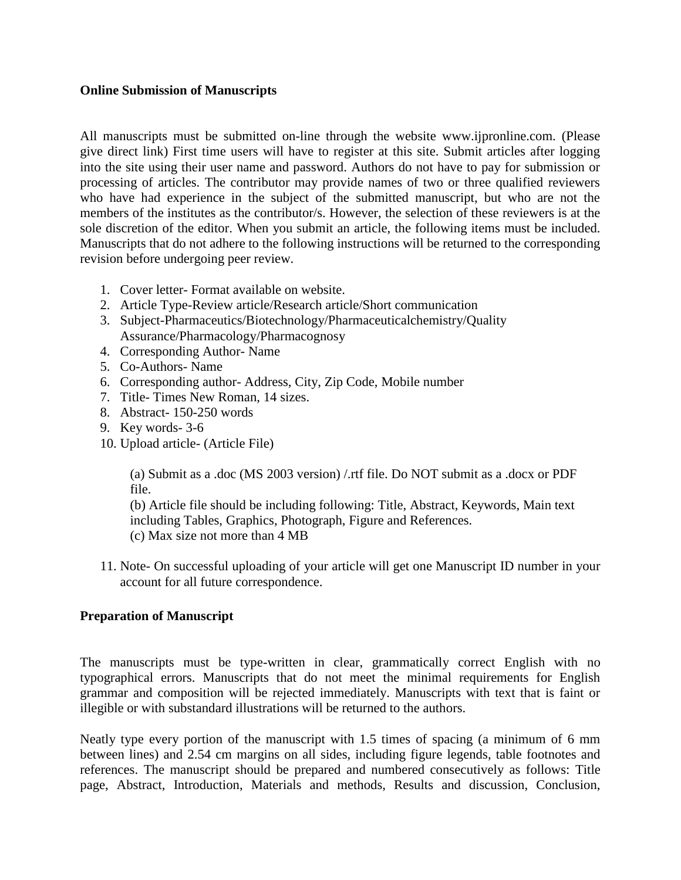**Online Submission of Manuscripts**

All manuscripts must be submitted on-line through the website www.ijpronline.com. (Please give direct link) First time users will have to register at this site. Submit articles after logging into the site using their user name and password. Authors do not have to pay for submission or processing of articles. The contributor may provide names of two or three qualified reviewers who have had experience in the subject of the submitted manuscript, but who are not the members of the institutes as the contributor/s. However, the selection of these reviewers is at the sole discretion of the editor. When you submit an article, the following items must be included. Manuscripts that do not adhere to the following instructions will be returned to the corresponding revision before undergoing peer review.

1. Cover letter- Format available on website.
2. Article Type-Review article/Research article/Short communication
3. Subject-Pharmaceutics/Biotechnology/Pharmaceuticalchemistry/Quality Assurance/Pharmacology/Pharmacognosy
4. Corresponding Author- Name
5. Co-Authors- Name
6. Corresponding author- Address, City, Zip Code, Mobile number
7. Title- Times New Roman, 14 sizes.
8. Abstract- 150-250 words
9. Key words- 3-6
10. Upload article- (Article File)

    (a) Submit as a .doc (MS 2003 version) /.rtf file. Do NOT submit as a .docx or PDF file.
    (b) Article file should be including following: Title, Abstract, Keywords, Main text including Tables, Graphics, Photograph, Figure and References.
    (c) Max size not more than 4 MB

11. Note- On successful uploading of your article will get one Manuscript ID number in your account for all future correspondence.

**Preparation of Manuscript**

The manuscripts must be type-written in clear, grammatically correct English with no typographical errors. Manuscripts that do not meet the minimal requirements for English grammar and composition will be rejected immediately. Manuscripts with text that is faint or illegible or with substandard illustrations will be returned to the authors.

Neatly type every portion of the manuscript with 1.5 times of spacing (a minimum of 6 mm between lines) and 2.54 cm margins on all sides, including figure legends, table footnotes and references. The manuscript should be prepared and numbered consecutively as follows: Title page, Abstract, Introduction, Materials and methods, Results and discussion, Conclusion,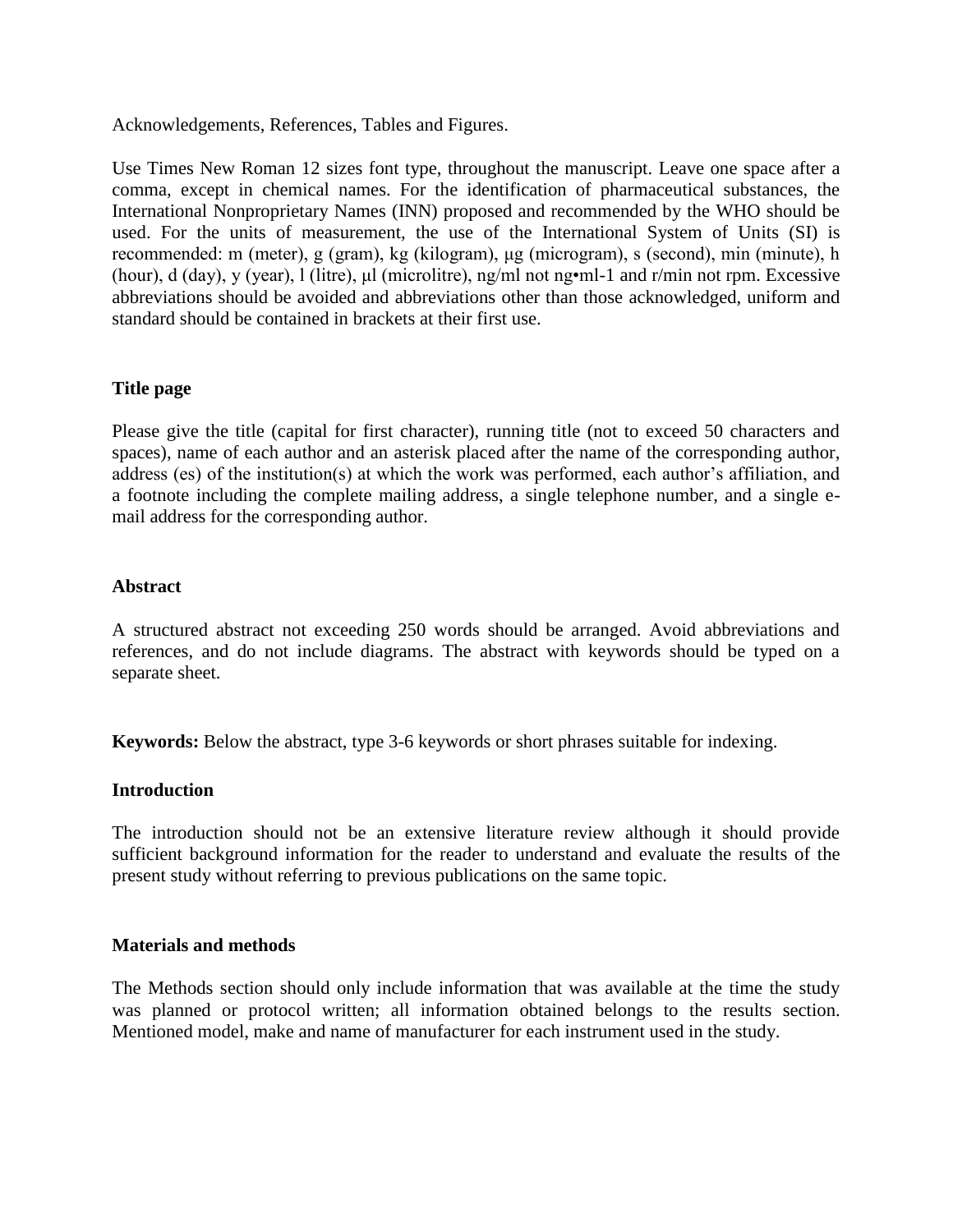Acknowledgements, References, Tables and Figures.

Use Times New Roman 12 sizes font type, throughout the manuscript. Leave one space after a comma, except in chemical names. For the identification of pharmaceutical substances, the International Nonproprietary Names (INN) proposed and recommended by the WHO should be used. For the units of measurement, the use of the International System of Units (SI) is recommended: m (meter), g (gram), kg (kilogram), µg (microgram), s (second), min (minute), h (hour), d (day), y (year), l (litre), µl (microlitre), ng/ml not ng•ml-1 and r/min not rpm. Excessive abbreviations should be avoided and abbreviations other than those acknowledged, uniform and standard should be contained in brackets at their first use.

**Title page**

Please give the title (capital for first character), running title (not to exceed 50 characters and spaces), name of each author and an asterisk placed after the name of the corresponding author, address (es) of the institution(s) at which the work was performed, each author's affiliation, and a footnote including the complete mailing address, a single telephone number, and a single e-mail address for the corresponding author.

**Abstract**

A structured abstract not exceeding 250 words should be arranged. Avoid abbreviations and references, and do not include diagrams. The abstract with keywords should be typed on a separate sheet.

**Keywords:** Below the abstract, type 3-6 keywords or short phrases suitable for indexing.

**Introduction**

The introduction should not be an extensive literature review although it should provide sufficient background information for the reader to understand and evaluate the results of the present study without referring to previous publications on the same topic.

**Materials and methods**

The Methods section should only include information that was available at the time the study was planned or protocol written; all information obtained belongs to the results section. Mentioned model, make and name of manufacturer for each instrument used in the study.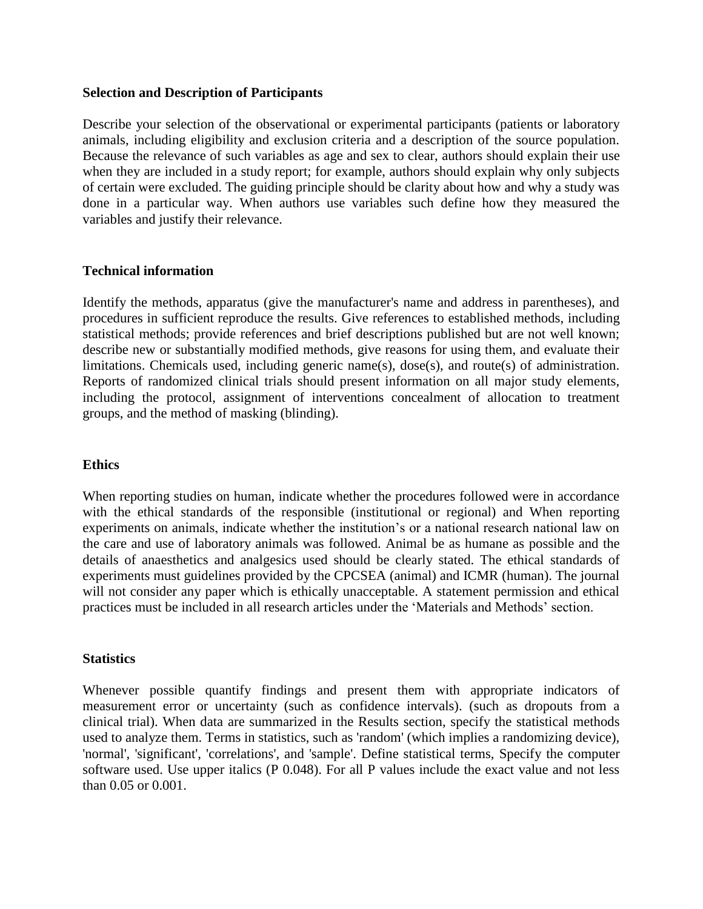**Selection and Description of Participants**

Describe your selection of the observational or experimental participants (patients or laboratory animals, including eligibility and exclusion criteria and a description of the source population. Because the relevance of such variables as age and sex to clear, authors should explain their use when they are included in a study report; for example, authors should explain why only subjects of certain were excluded. The guiding principle should be clarity about how and why a study was done in a particular way. When authors use variables such define how they measured the variables and justify their relevance.

**Technical information**

Identify the methods, apparatus (give the manufacturer's name and address in parentheses), and procedures in sufficient reproduce the results. Give references to established methods, including statistical methods; provide references and brief descriptions published but are not well known; describe new or substantially modified methods, give reasons for using them, and evaluate their limitations. Chemicals used, including generic name(s), dose(s), and route(s) of administration. Reports of randomized clinical trials should present information on all major study elements, including the protocol, assignment of interventions concealment of allocation to treatment groups, and the method of masking (blinding).

**Ethics**

When reporting studies on human, indicate whether the procedures followed were in accordance with the ethical standards of the responsible (institutional or regional) and When reporting experiments on animals, indicate whether the institution's or a national research national law on the care and use of laboratory animals was followed. Animal be as humane as possible and the details of anaesthetics and analgesics used should be clearly stated. The ethical standards of experiments must guidelines provided by the CPCSEA (animal) and ICMR (human). The journal will not consider any paper which is ethically unacceptable. A statement permission and ethical practices must be included in all research articles under the 'Materials and Methods' section.

**Statistics**

Whenever possible quantify findings and present them with appropriate indicators of measurement error or uncertainty (such as confidence intervals). (such as dropouts from a clinical trial). When data are summarized in the Results section, specify the statistical methods used to analyze them. Terms in statistics, such as 'random' (which implies a randomizing device), 'normal', 'significant', 'correlations', and 'sample'. Define statistical terms, Specify the computer software used. Use upper italics (P 0.048). For all P values include the exact value and not less than 0.05 or 0.001.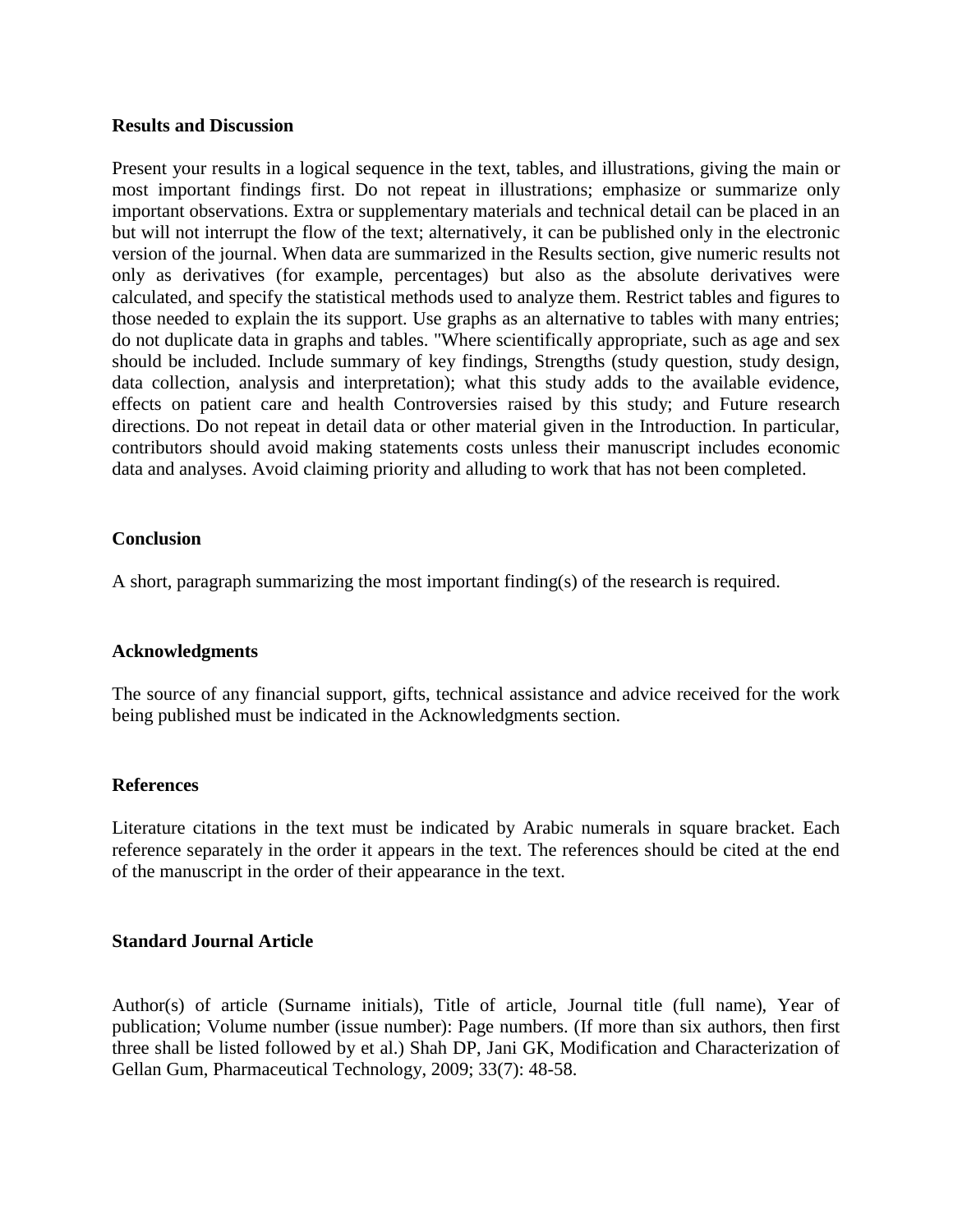## Results and Discussion

Present your results in a logical sequence in the text, tables, and illustrations, giving the main or most important findings first. Do not repeat in illustrations; emphasize or summarize only important observations. Extra or supplementary materials and technical detail can be placed in an but will not interrupt the flow of the text; alternatively, it can be published only in the electronic version of the journal. When data are summarized in the Results section, give numeric results not only as derivatives (for example, percentages) but also as the absolute derivatives were calculated, and specify the statistical methods used to analyze them. Restrict tables and figures to those needed to explain the its support. Use graphs as an alternative to tables with many entries; do not duplicate data in graphs and tables. "Where scientifically appropriate, such as age and sex should be included. Include summary of key findings, Strengths (study question, study design, data collection, analysis and interpretation); what this study adds to the available evidence, effects on patient care and health Controversies raised by this study; and Future research directions. Do not repeat in detail data or other material given in the Introduction. In particular, contributors should avoid making statements costs unless their manuscript includes economic data and analyses. Avoid claiming priority and alluding to work that has not been completed.

## Conclusion

A short, paragraph summarizing the most important finding(s) of the research is required.

## Acknowledgments

The source of any financial support, gifts, technical assistance and advice received for the work being published must be indicated in the Acknowledgments section.

## References

Literature citations in the text must be indicated by Arabic numerals in square bracket. Each reference separately in the order it appears in the text. The references should be cited at the end of the manuscript in the order of their appearance in the text.

## Standard Journal Article

Author(s) of article (Surname initials), Title of article, Journal title (full name), Year of publication; Volume number (issue number): Page numbers. (If more than six authors, then first three shall be listed followed by et al.) Shah DP, Jani GK, Modification and Characterization of Gellan Gum, Pharmaceutical Technology, 2009; 33(7): 48-58.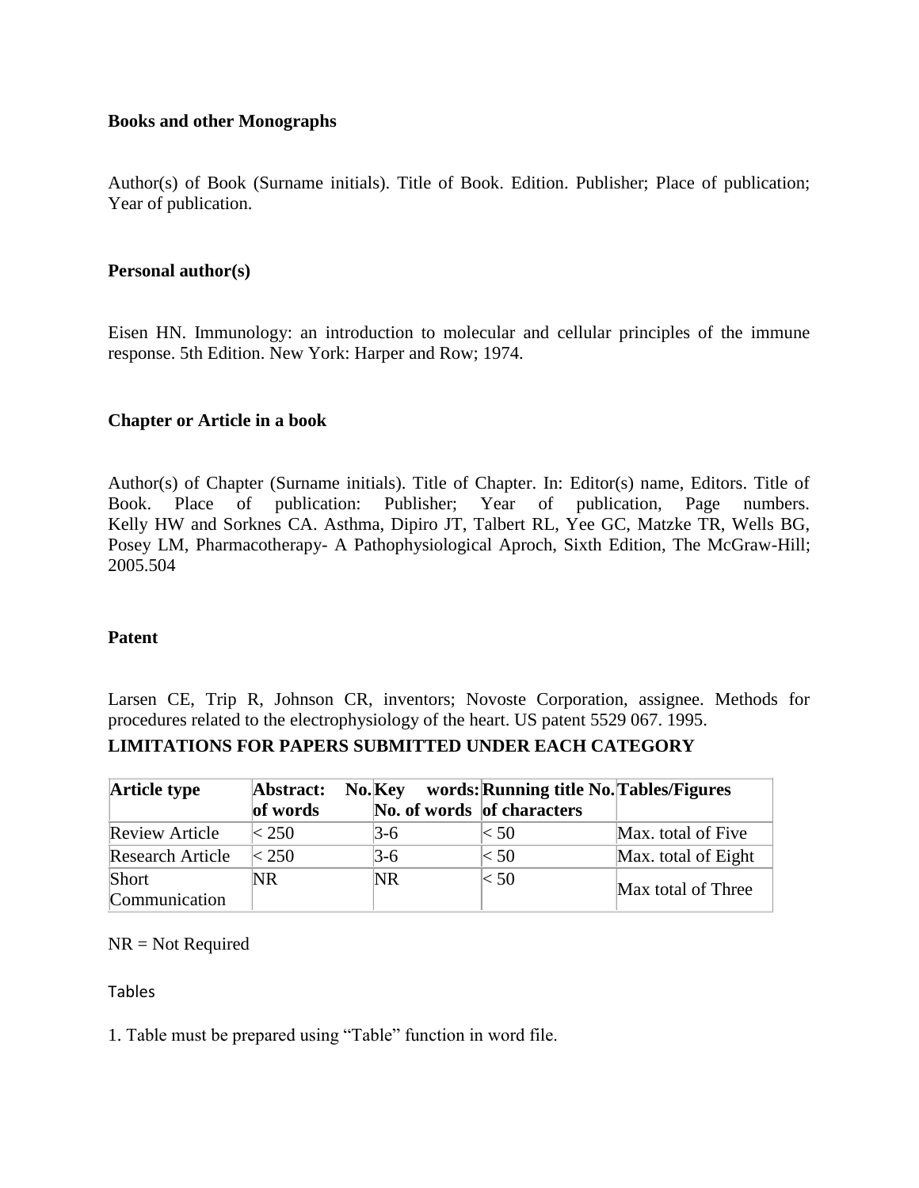**Books and other Monographs**

Author(s) of Book (Surname initials). Title of Book. Edition. Publisher; Place of publication; Year of publication.

**Personal author(s)**

Eisen HN. Immunology: an introduction to molecular and cellular principles of the immune response. 5th Edition. New York: Harper and Row; 1974.

**Chapter or Article in a book**

Author(s) of Chapter (Surname initials). Title of Chapter. In: Editor(s) name, Editors. Title of Book. Place of publication: Publisher; Year of publication, Page numbers. Kelly HW and Sorknes CA. Asthma, Dipiro JT, Talbert RL, Yee GC, Matzke TR, Wells BG, Posey LM, Pharmacotherapy- A Pathophysiological Aproch, Sixth Edition, The McGraw-Hill; 2005.504

**Patent**

Larsen CE, Trip R, Johnson CR, inventors; Novoste Corporation, assignee. Methods for procedures related to the electrophysiology of the heart. US patent 5529 067. 1995.

**LIMITATIONS FOR PAPERS SUBMITTED UNDER EACH CATEGORY**

| **Article type** | **Abstract: No. of words** | **Key words: No. of words** | **Running title No. of characters** | **Tables/Figures** |
|---|---|---|---|---|
| Review Article | < 250 | 3-6 | < 50 | Max. total of Five |
| Research Article | < 250 | 3-6 | < 50 | Max. total of Eight |
| Short Communication | NR | NR | < 50 | Max total of Three |

NR = Not Required

Tables

1. Table must be prepared using "Table" function in word file.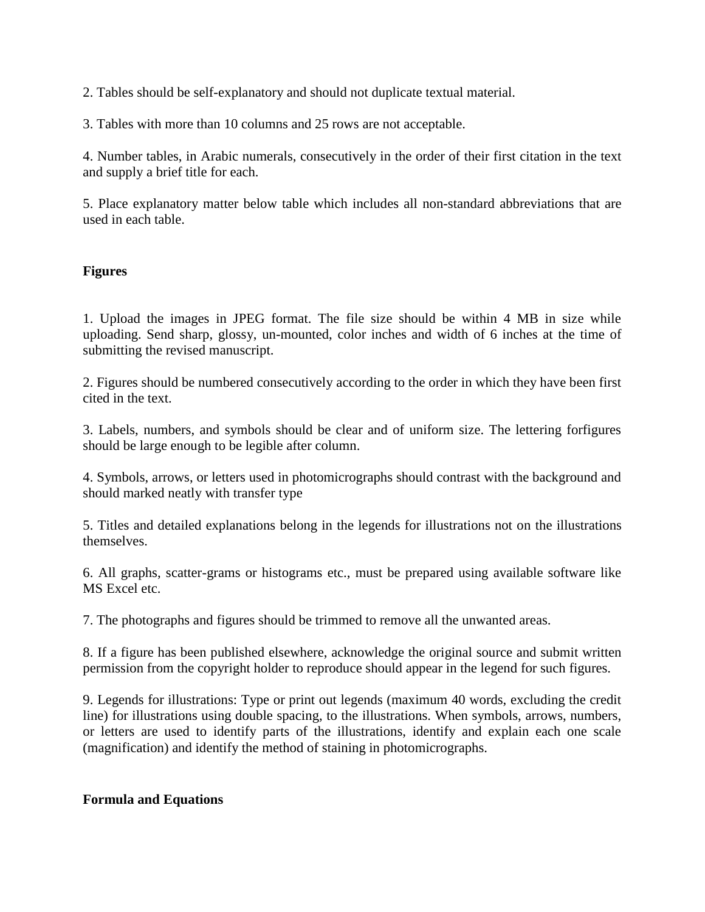2. Tables should be self-explanatory and should not duplicate textual material.

3. Tables with more than 10 columns and 25 rows are not acceptable.

4. Number tables, in Arabic numerals, consecutively in the order of their first citation in the text and supply a brief title for each.

5. Place explanatory matter below table which includes all non-standard abbreviations that are used in each table.

**Figures**

1. Upload the images in JPEG format. The file size should be within 4 MB in size while uploading. Send sharp, glossy, un-mounted, color inches and width of 6 inches at the time of submitting the revised manuscript.

2. Figures should be numbered consecutively according to the order in which they have been first cited in the text.

3. Labels, numbers, and symbols should be clear and of uniform size. The lettering forfigures should be large enough to be legible after column.

4. Symbols, arrows, or letters used in photomicrographs should contrast with the background and should marked neatly with transfer type

5. Titles and detailed explanations belong in the legends for illustrations not on the illustrations themselves.

6. All graphs, scatter-grams or histograms etc., must be prepared using available software like MS Excel etc.

7. The photographs and figures should be trimmed to remove all the unwanted areas.

8. If a figure has been published elsewhere, acknowledge the original source and submit written permission from the copyright holder to reproduce should appear in the legend for such figures.

9. Legends for illustrations: Type or print out legends (maximum 40 words, excluding the credit line) for illustrations using double spacing, to the illustrations. When symbols, arrows, numbers, or letters are used to identify parts of the illustrations, identify and explain each one scale (magnification) and identify the method of staining in photomicrographs.

**Formula and Equations**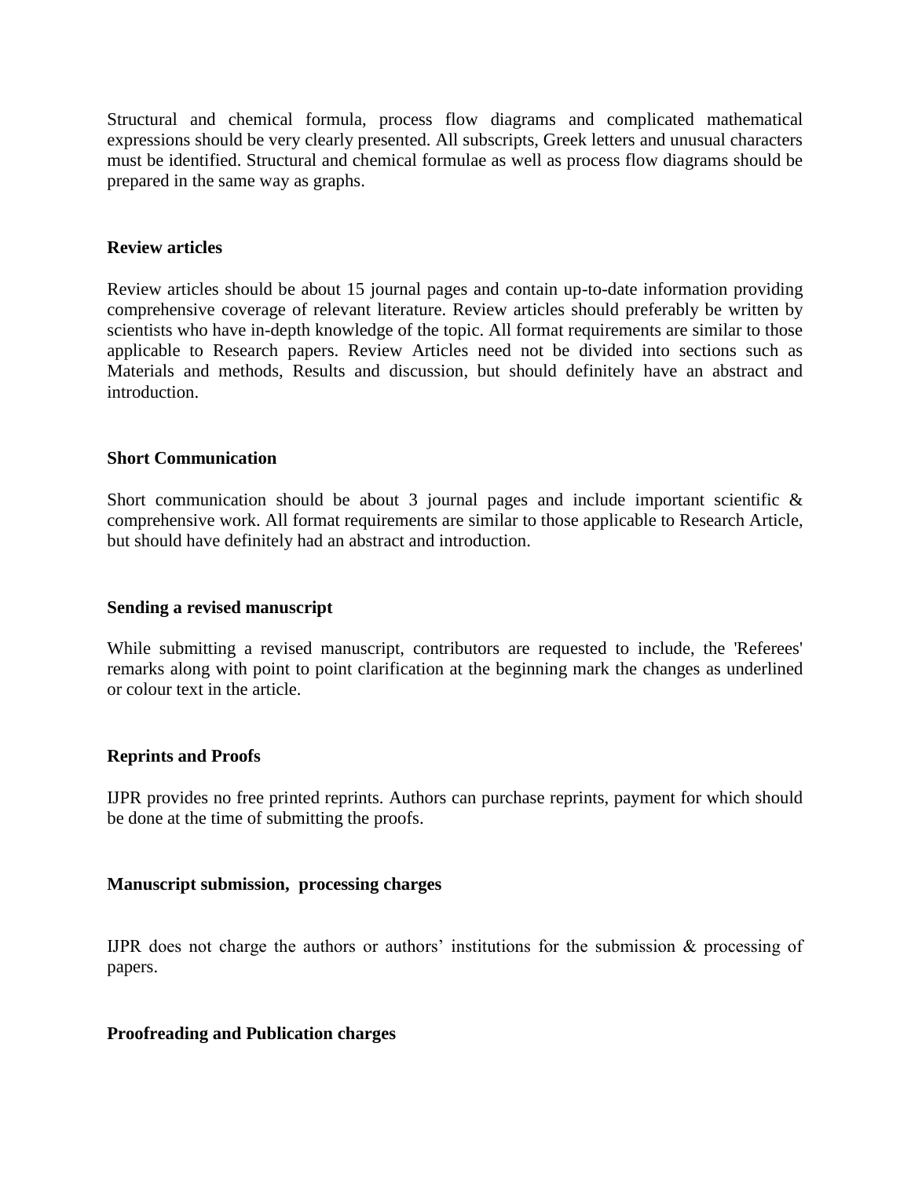Structural and chemical formula, process flow diagrams and complicated mathematical expressions should be very clearly presented. All subscripts, Greek letters and unusual characters must be identified. Structural and chemical formulae as well as process flow diagrams should be prepared in the same way as graphs.

**Review articles**

Review articles should be about 15 journal pages and contain up-to-date information providing comprehensive coverage of relevant literature. Review articles should preferably be written by scientists who have in-depth knowledge of the topic. All format requirements are similar to those applicable to Research papers. Review Articles need not be divided into sections such as Materials and methods, Results and discussion, but should definitely have an abstract and introduction.

**Short Communication**

Short communication should be about 3 journal pages and include important scientific & comprehensive work. All format requirements are similar to those applicable to Research Article, but should have definitely had an abstract and introduction.

**Sending a revised manuscript**

While submitting a revised manuscript, contributors are requested to include, the 'Referees' remarks along with point to point clarification at the beginning mark the changes as underlined or colour text in the article.

**Reprints and Proofs**

IJPR provides no free printed reprints. Authors can purchase reprints, payment for which should be done at the time of submitting the proofs.

**Manuscript submission, processing charges**

IJPR does not charge the authors or authors' institutions for the submission & processing of papers.

**Proofreading and Publication charges**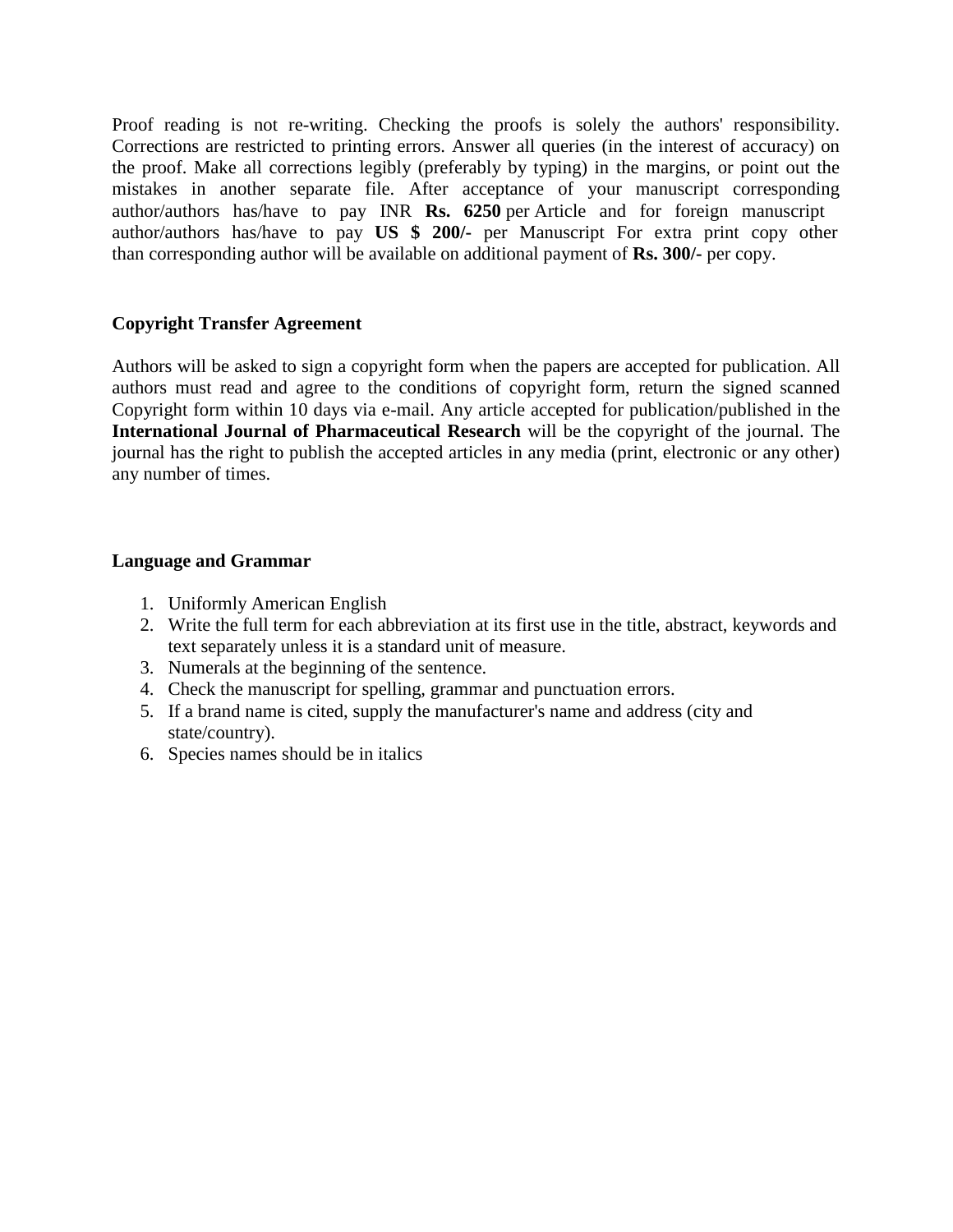Proof reading is not re-writing. Checking the proofs is solely the authors' responsibility. Corrections are restricted to printing errors. Answer all queries (in the interest of accuracy) on the proof. Make all corrections legibly (preferably by typing) in the margins, or point out the mistakes in another separate file. After acceptance of your manuscript corresponding author/authors has/have to pay INR **Rs. 6250** per Article and for foreign manuscript author/authors has/have to pay **US $ 200/-** per Manuscript For extra print copy other than corresponding author will be available on additional payment of **Rs. 300/-** per copy.

**Copyright Transfer Agreement**

Authors will be asked to sign a copyright form when the papers are accepted for publication. All authors must read and agree to the conditions of copyright form, return the signed scanned Copyright form within 10 days via e-mail. Any article accepted for publication/published in the **International Journal of Pharmaceutical Research** will be the copyright of the journal. The journal has the right to publish the accepted articles in any media (print, electronic or any other) any number of times.

**Language and Grammar**

1. Uniformly American English
2. Write the full term for each abbreviation at its first use in the title, abstract, keywords and text separately unless it is a standard unit of measure.
3. Numerals at the beginning of the sentence.
4. Check the manuscript for spelling, grammar and punctuation errors.
5. If a brand name is cited, supply the manufacturer's name and address (city and state/country).
6. Species names should be in italics